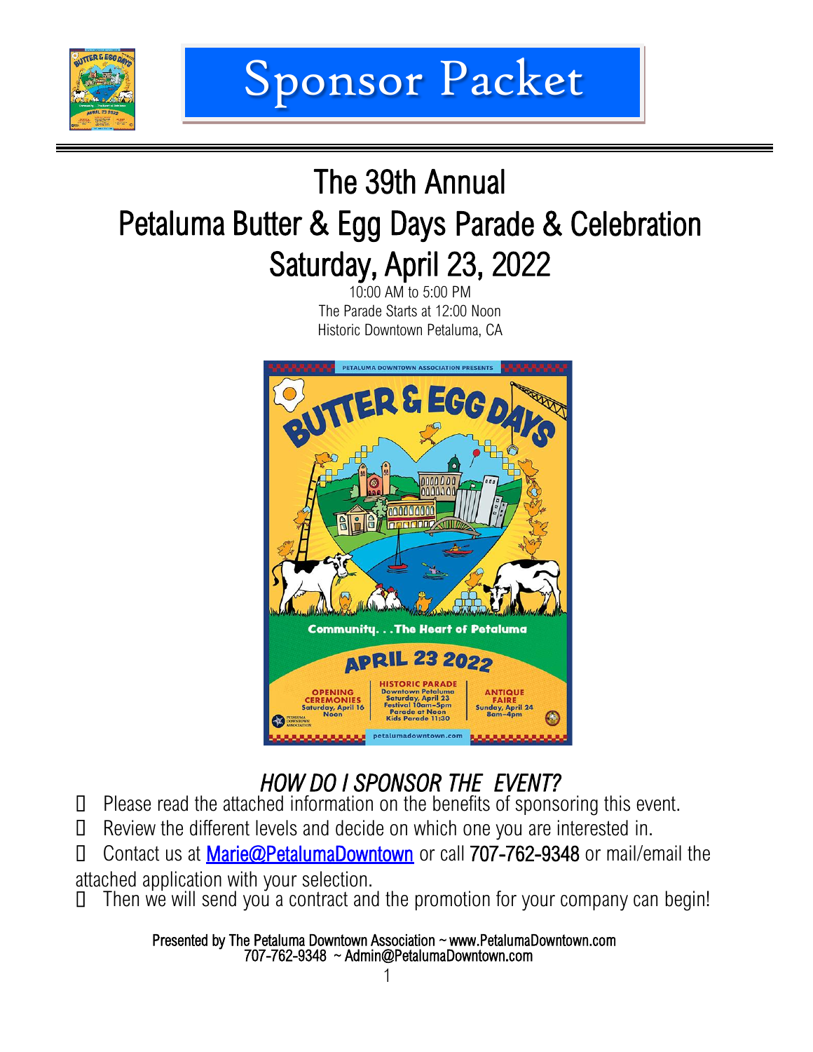# Sponsor Packet

## The 39th Annual
## Petaluma Butter & Egg Days Parade & Celebration
## Saturday, April 23, 2022

10:00 AM to 5:00 PM
The Parade Starts at 12:00 Noon
Historic Downtown Petaluma, CA

### *HOW DO I SPONSOR THE EVENT?*

- Please read the attached information on the benefits of sponsoring this event.
- Review the different levels and decide on which one you are interested in.
- Contact us at Marie@PetalumaDowntown or call 707-762-9348 or mail/email the attached application with your selection.
- Then we will send you a contract and the promotion for your company can begin!

**Presented by The Petaluma Downtown Association ~ www.PetalumaDowntown.com**
**707-762-9348 ~ Admin@PetalumaDowntown.com**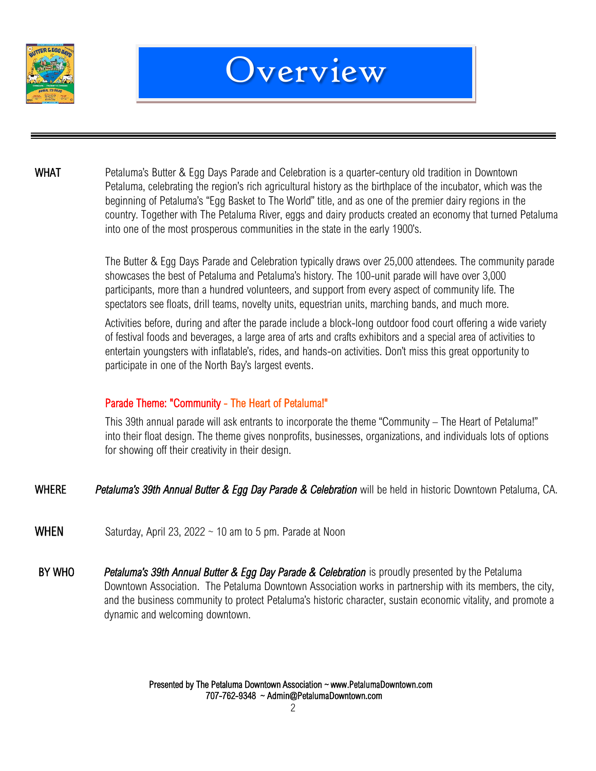# Overview

**WHAT**

Petaluma's Butter & Egg Days Parade and Celebration is a quarter-century old tradition in Downtown Petaluma, celebrating the region's rich agricultural history as the birthplace of the incubator, which was the beginning of Petaluma's "Egg Basket to The World" title, and as one of the premier dairy regions in the country. Together with The Petaluma River, eggs and dairy products created an economy that turned Petaluma into one of the most prosperous communities in the state in the early 1900's.

The Butter & Egg Days Parade and Celebration typically draws over 25,000 attendees. The community parade showcases the best of Petaluma and Petaluma's history. The 100-unit parade will have over 3,000 participants, more than a hundred volunteers, and support from every aspect of community life. The spectators see floats, drill teams, novelty units, equestrian units, marching bands, and much more.

Activities before, during and after the parade include a block-long outdoor food court offering a wide variety of festival foods and beverages, a large area of arts and crafts exhibitors and a special area of activities to entertain youngsters with inflatable's, rides, and hands-on activities. Don't miss this great opportunity to participate in one of the North Bay's largest events.

**Parade Theme: "Community - The Heart of Petaluma!"**

This 39th annual parade will ask entrants to incorporate the theme "Community – The Heart of Petaluma!" into their float design. The theme gives nonprofits, businesses, organizations, and individuals lots of options for showing off their creativity in their design.

**WHERE**

*Petaluma's 39th Annual Butter & Egg Day Parade & Celebration* will be held in historic Downtown Petaluma, CA.

**WHEN**

Saturday, April 23, 2022 ~ 10 am to 5 pm. Parade at Noon

**BY WHO**

*Petaluma's 39th Annual Butter & Egg Day Parade & Celebration* is proudly presented by the Petaluma Downtown Association. The Petaluma Downtown Association works in partnership with its members, the city, and the business community to protect Petaluma's historic character, sustain economic vitality, and promote a dynamic and welcoming downtown.

Presented by The Petaluma Downtown Association ~ www.PetalumaDowntown.com
707-762-9348 ~ Admin@PetalumaDowntown.com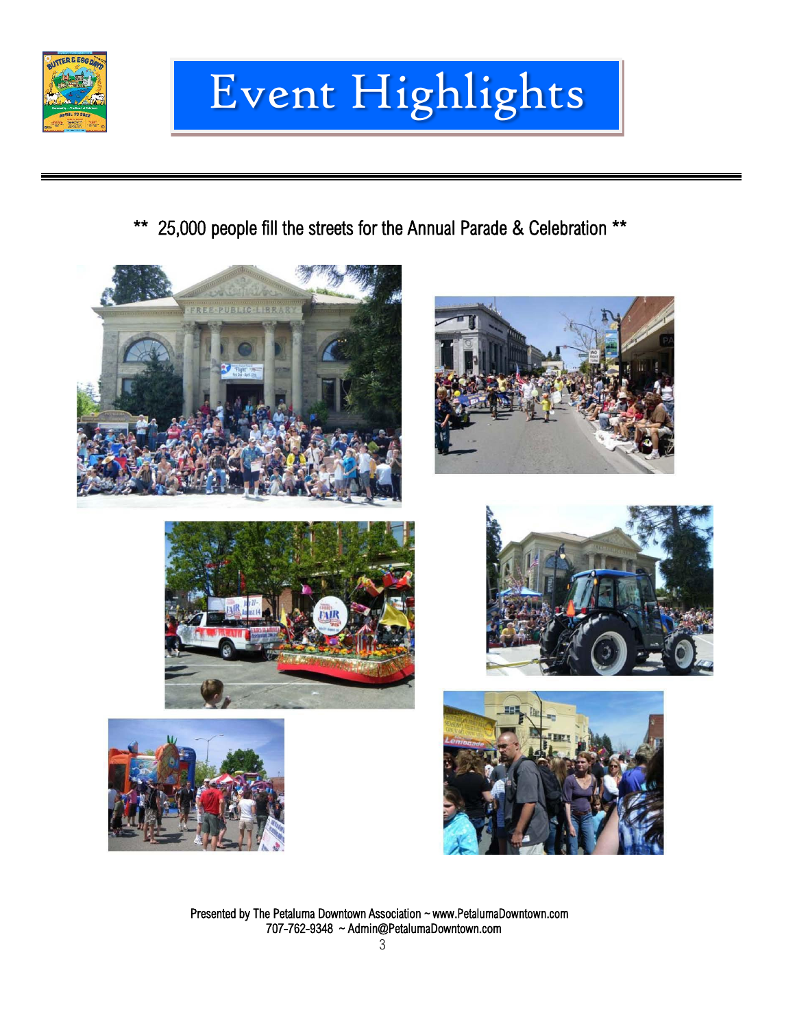# Event Highlights

** 25,000 people fill the streets for the Annual Parade & Celebration **

Presented by The Petaluma Downtown Association ~ www.PetalumaDowntown.com
707-762-9348 ~ Admin@PetalumaDowntown.com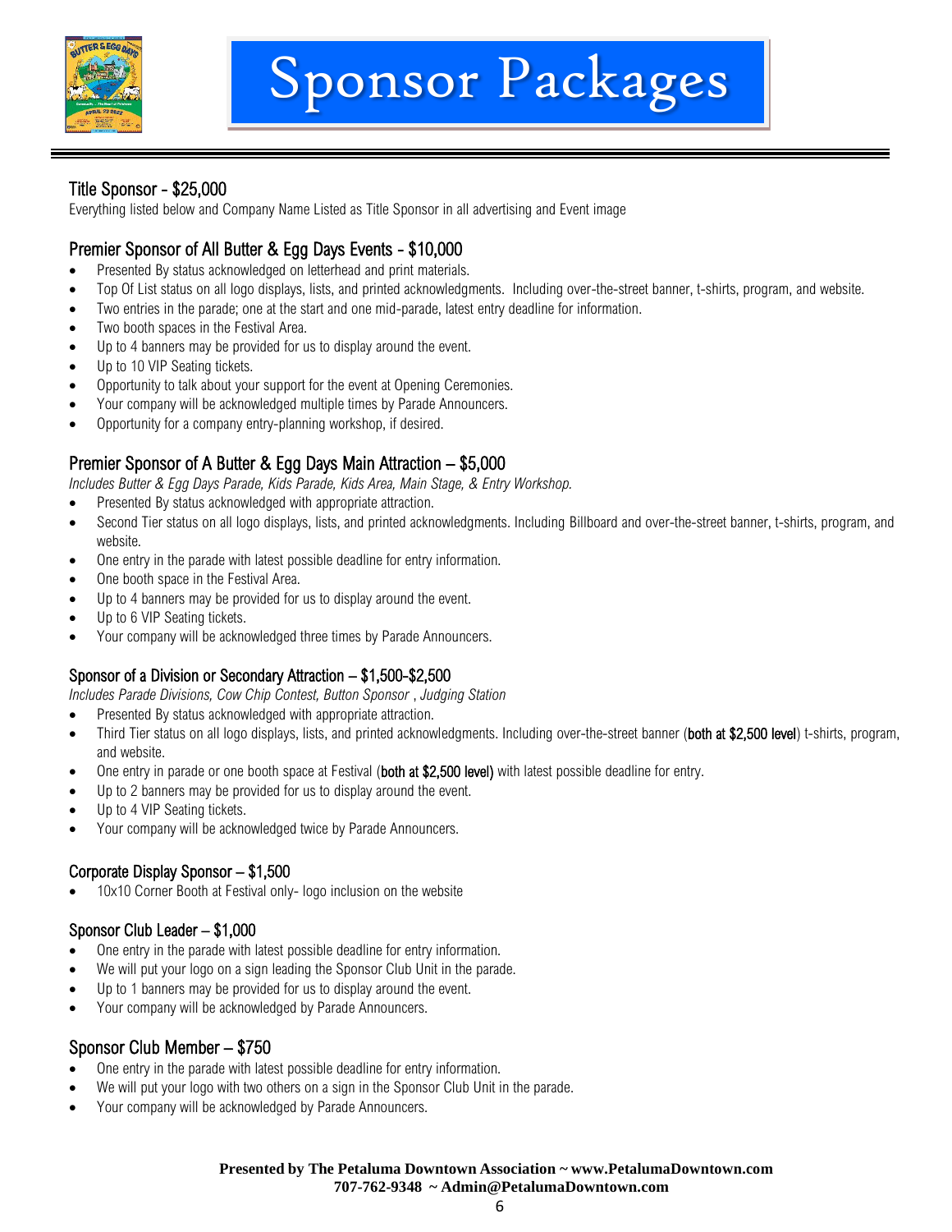# Sponsor Packages

## Title Sponsor - $25,000

Everything listed below and Company Name Listed as Title Sponsor in all advertising and Event image

## Premier Sponsor of All Butter & Egg Days Events - $10,000

- Presented By status acknowledged on letterhead and print materials.
- Top Of List status on all logo displays, lists, and printed acknowledgments. Including over-the-street banner, t-shirts, program, and website.
- Two entries in the parade; one at the start and one mid-parade, latest entry deadline for information.
- Two booth spaces in the Festival Area.
- Up to 4 banners may be provided for us to display around the event.
- Up to 10 VIP Seating tickets.
- Opportunity to talk about your support for the event at Opening Ceremonies.
- Your company will be acknowledged multiple times by Parade Announcers.
- Opportunity for a company entry-planning workshop, if desired.

## Premier Sponsor of A Butter & Egg Days Main Attraction – $5,000

*Includes Butter & Egg Days Parade, Kids Parade, Kids Area, Main Stage, & Entry Workshop.*

- Presented By status acknowledged with appropriate attraction.
- Second Tier status on all logo displays, lists, and printed acknowledgments. Including Billboard and over-the-street banner, t-shirts, program, and website.
- One entry in the parade with latest possible deadline for entry information.
- One booth space in the Festival Area.
- Up to 4 banners may be provided for us to display around the event.
- Up to 6 VIP Seating tickets.
- Your company will be acknowledged three times by Parade Announcers.

## Sponsor of a Division or Secondary Attraction – $1,500-$2,500

*Includes Parade Divisions, Cow Chip Contest, Button Sponsor , Judging Station*

- Presented By status acknowledged with appropriate attraction.
- Third Tier status on all logo displays, lists, and printed acknowledgments. Including over-the-street banner (**both at $2,500 level**) t-shirts, program, and website.
- One entry in parade or one booth space at Festival (**both at $2,500 level)** with latest possible deadline for entry.
- Up to 2 banners may be provided for us to display around the event.
- Up to 4 VIP Seating tickets.
- Your company will be acknowledged twice by Parade Announcers.

## Corporate Display Sponsor – $1,500

- 10x10 Corner Booth at Festival only- logo inclusion on the website

## Sponsor Club Leader – $1,000

- One entry in the parade with latest possible deadline for entry information.
- We will put your logo on a sign leading the Sponsor Club Unit in the parade.
- Up to 1 banners may be provided for us to display around the event.
- Your company will be acknowledged by Parade Announcers.

## Sponsor Club Member – $750

- One entry in the parade with latest possible deadline for entry information.
- We will put your logo with two others on a sign in the Sponsor Club Unit in the parade.
- Your company will be acknowledged by Parade Announcers.

**Presented by The Petaluma Downtown Association ~ www.PetalumaDowntown.com**
**707-762-9348 ~ Admin@PetalumaDowntown.com**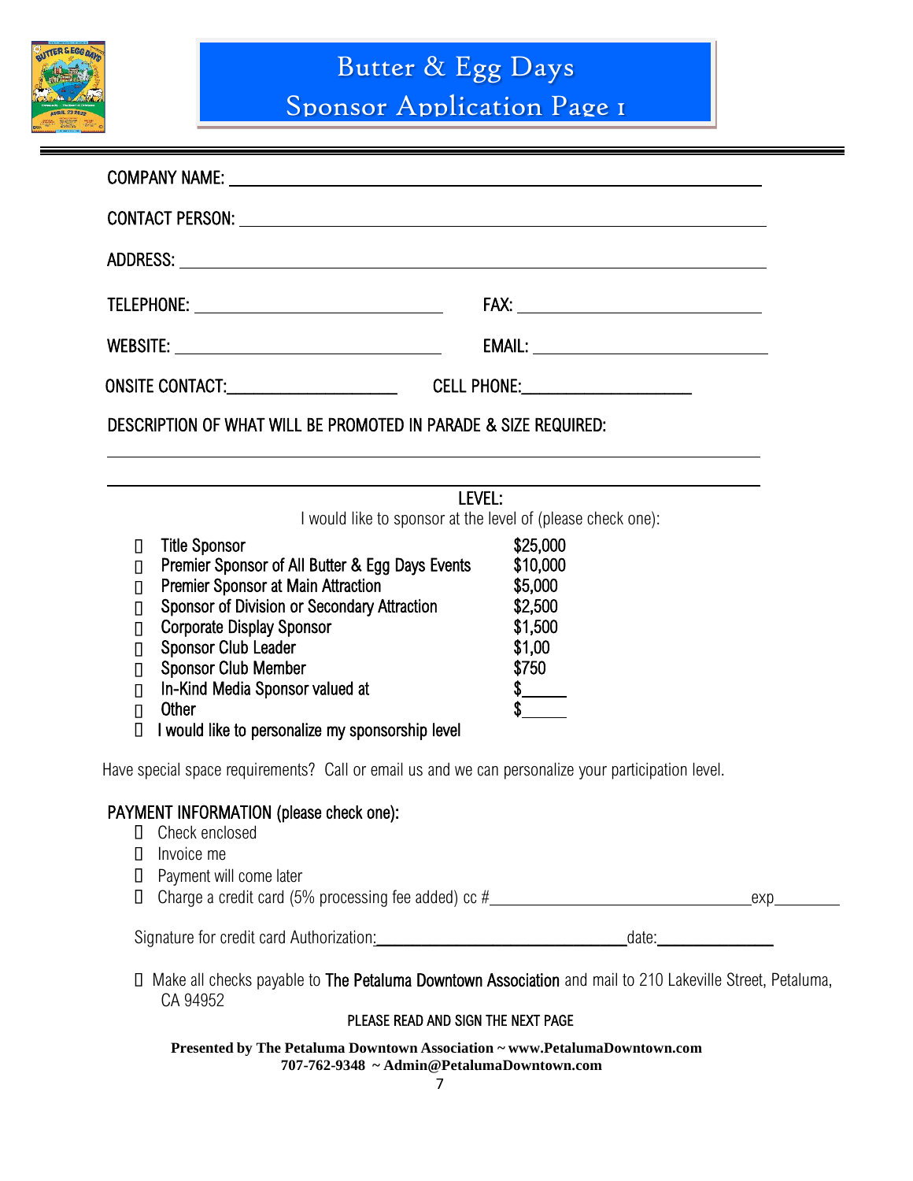# Butter & Egg Days
## Sponsor Application Page 1

COMPANY NAME: ______________________________________________

CONTACT PERSON: ______________________________________________

ADDRESS: ______________________________________________

TELEPHONE: ______________________ FAX: ______________________

WEBSITE: ______________________ EMAIL: ______________________

ONSITE CONTACT:____________________ CELL PHONE:____________________

DESCRIPTION OF WHAT WILL BE PROMOTED IN PARADE & SIZE REQUIRED:

______________________________________________

______________________________________________

**LEVEL:**

I would like to sponsor at the level of (please check one):

| | Level | Amount |
|---|---|---|
| ☐ | Title Sponsor | $25,000 |
| ☐ | Premier Sponsor of All Butter & Egg Days Events | $10,000 |
| ☐ | Premier Sponsor at Main Attraction | $5,000 |
| ☐ | Sponsor of Division or Secondary Attraction | $2,500 |
| ☐ | Corporate Display Sponsor | $1,500 |
| ☐ | Sponsor Club Leader | $1,00 |
| ☐ | Sponsor Club Member | $750 |
| ☐ | In-Kind Media Sponsor valued at | $_____ |
| ☐ | Other | $_____ |
| ☐ | I would like to personalize my sponsorship level | |

Have special space requirements? Call or email us and we can personalize your participation level.

**PAYMENT INFORMATION (please check one):**

- ☐ Check enclosed
- ☐ Invoice me
- ☐ Payment will come later
- ☐ Charge a credit card (5% processing fee added) cc #______________________________exp________

Signature for credit card Authorization:______________________________date:______________

☐ Make all checks payable to **The Petaluma Downtown Association** and mail to 210 Lakeville Street, Petaluma, CA 94952

PLEASE READ AND SIGN THE NEXT PAGE

**Presented by The Petaluma Downtown Association ~ www.PetalumaDowntown.com**
**707-762-9348 ~ Admin@PetalumaDowntown.com**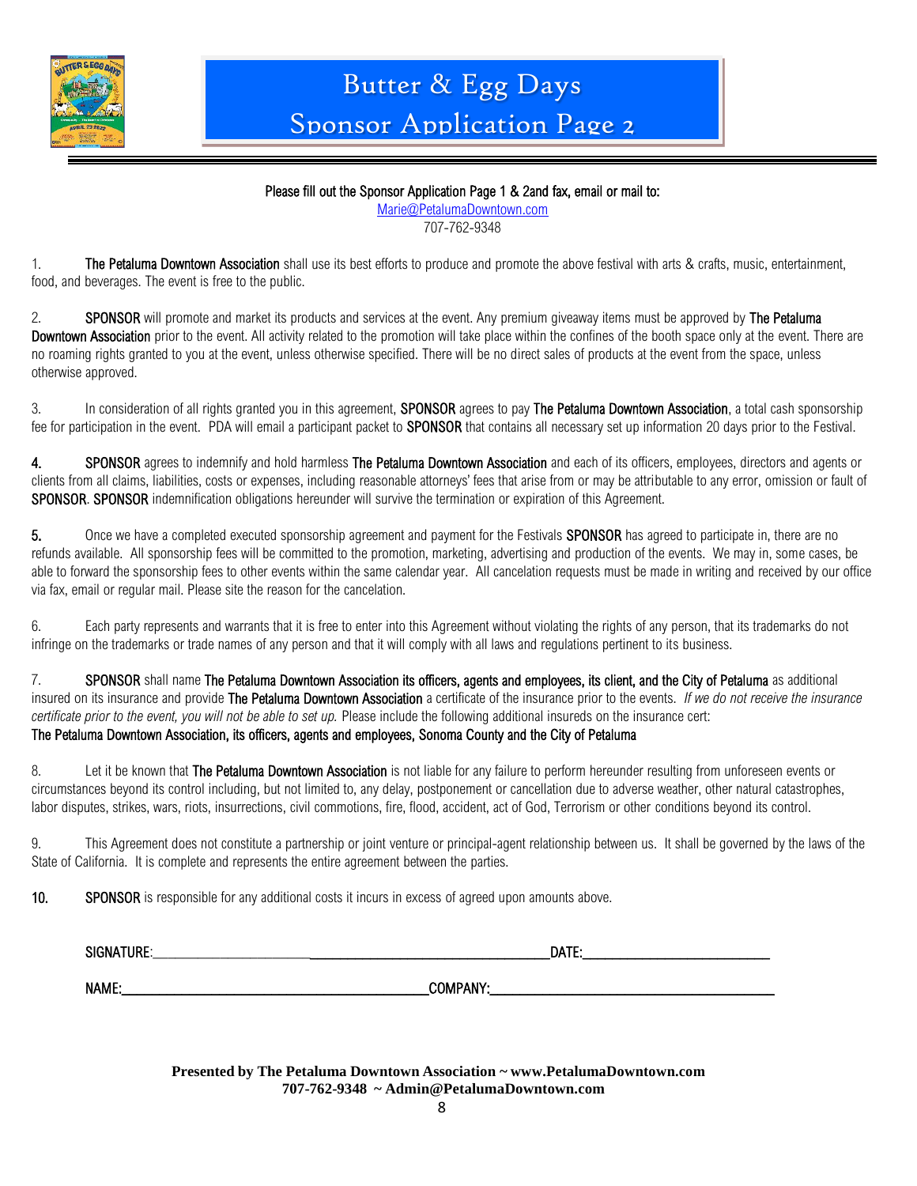# Butter & Egg Days
## Sponsor Application Page 2

**Please fill out the Sponsor Application Page 1 & 2and fax, email or mail to:**
Marie@PetalumaDowntown.com
707-762-9348

1. **The Petaluma Downtown Association** shall use its best efforts to produce and promote the above festival with arts & crafts, music, entertainment, food, and beverages. The event is free to the public.

2. **SPONSOR** will promote and market its products and services at the event. Any premium giveaway items must be approved by **The Petaluma Downtown Association** prior to the event. All activity related to the promotion will take place within the confines of the booth space only at the event. There are no roaming rights granted to you at the event, unless otherwise specified. There will be no direct sales of products at the event from the space, unless otherwise approved.

3. In consideration of all rights granted you in this agreement, **SPONSOR** agrees to pay **The Petaluma Downtown Association**, a total cash sponsorship fee for participation in the event. PDA will email a participant packet to **SPONSOR** that contains all necessary set up information 20 days prior to the Festival.

4. **SPONSOR** agrees to indemnify and hold harmless **The Petaluma Downtown Association** and each of its officers, employees, directors and agents or clients from all claims, liabilities, costs or expenses, including reasonable attorneys' fees that arise from or may be attributable to any error, omission or fault of **SPONSOR**. **SPONSOR** indemnification obligations hereunder will survive the termination or expiration of this Agreement.

5. Once we have a completed executed sponsorship agreement and payment for the Festivals **SPONSOR** has agreed to participate in, there are no refunds available. All sponsorship fees will be committed to the promotion, marketing, advertising and production of the events. We may in, some cases, be able to forward the sponsorship fees to other events within the same calendar year. All cancelation requests must be made in writing and received by our office via fax, email or regular mail. Please site the reason for the cancelation.

6. Each party represents and warrants that it is free to enter into this Agreement without violating the rights of any person, that its trademarks do not infringe on the trademarks or trade names of any person and that it will comply with all laws and regulations pertinent to its business.

7. **SPONSOR** shall name **The Petaluma Downtown Association its officers, agents and employees, its client, and the City of Petaluma** as additional insured on its insurance and provide **The Petaluma Downtown Association** a certificate of the insurance prior to the events. *If we do not receive the insurance certificate prior to the event, you will not be able to set up.* Please include the following additional insureds on the insurance cert:
**The Petaluma Downtown Association, its officers, agents and employees, Sonoma County and the City of Petaluma**

8. Let it be known that **The Petaluma Downtown Association** is not liable for any failure to perform hereunder resulting from unforeseen events or circumstances beyond its control including, but not limited to, any delay, postponement or cancellation due to adverse weather, other natural catastrophes, labor disputes, strikes, wars, riots, insurrections, civil commotions, fire, flood, accident, act of God, Terrorism or other conditions beyond its control.

9. This Agreement does not constitute a partnership or joint venture or principal-agent relationship between us. It shall be governed by the laws of the State of California. It is complete and represents the entire agreement between the parties.

10. **SPONSOR** is responsible for any additional costs it incurs in excess of agreed upon amounts above.

SIGNATURE:________________________________________________________ DATE:____________________________

NAME:____________________________________________ COMPANY:____________________________________________

**Presented by The Petaluma Downtown Association ~ www.PetalumaDowntown.com**
**707-762-9348 ~ Admin@PetalumaDowntown.com**